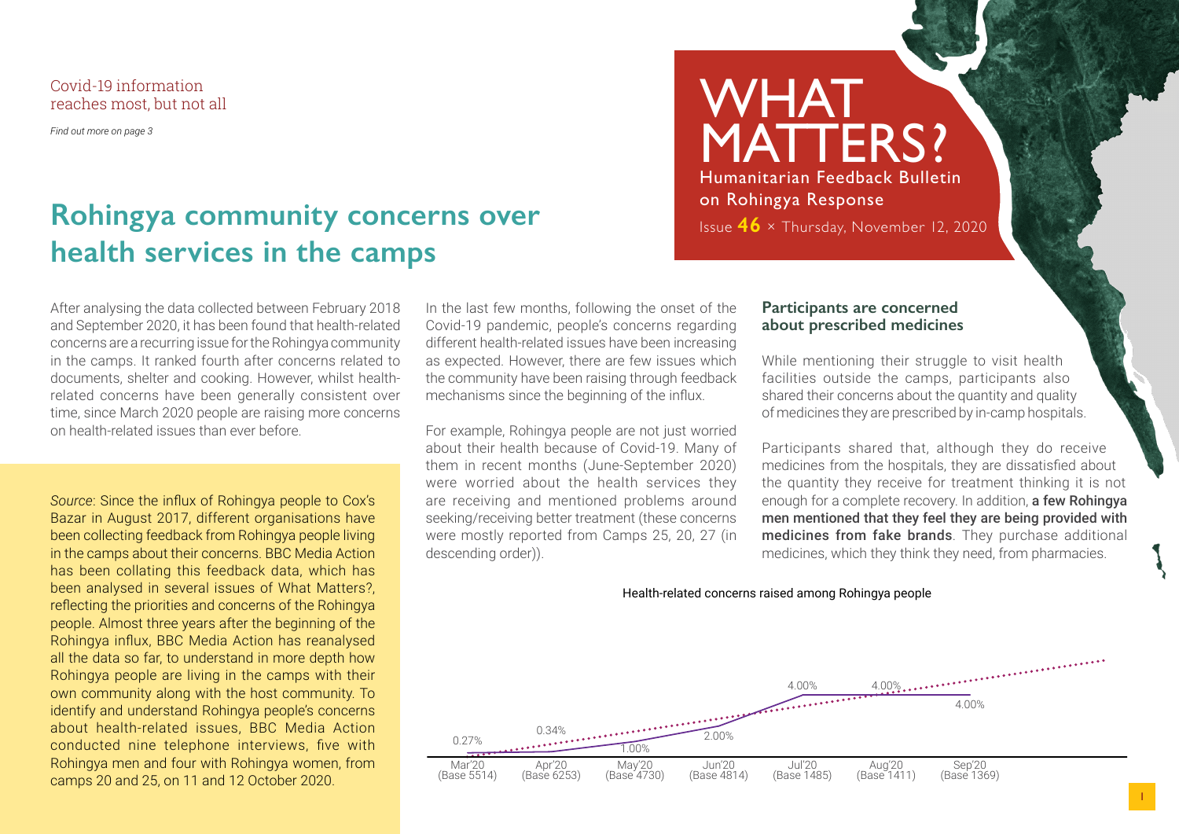Covid-19 information reaches most, but not all

*Find out more on page 3*

# WHAT MATTERS?

Humanitarian Feedback Bulletin on Rohingya Response

Issue **46** × Thursday, November 12, 2020

## Rohingya community concerns over health services in the camps

After analysing the data collected between February 2018 and September 2020, it has been found that health-related concerns are a recurring issue for the Rohingya community in the camps. It ranked fourth after concerns related to documents, shelter and cooking. However, whilst health-related concerns have been generally consistent over time, since March 2020 people are raising more concerns on health-related issues than ever before.

*Source*: Since the influx of Rohingya people to Cox's Bazar in August 2017, different organisations have been collecting feedback from Rohingya people living in the camps about their concerns. BBC Media Action has been collating this feedback data, which has been analysed in several issues of What Matters?, reflecting the priorities and concerns of the Rohingya people. Almost three years after the beginning of the Rohingya influx, BBC Media Action has reanalysed all the data so far, to understand in more depth how Rohingya people are living in the camps with their own community along with the host community. To identify and understand Rohingya people's concerns about health-related issues, BBC Media Action conducted nine telephone interviews, five with Rohingya men and four with Rohingya women, from camps 20 and 25, on 11 and 12 October 2020.

In the last few months, following the onset of the Covid-19 pandemic, people's concerns regarding different health-related issues have been increasing as expected. However, there are few issues which the community have been raising through feedback mechanisms since the beginning of the influx.

For example, Rohingya people are not just worried about their health because of Covid-19. Many of them in recent months (June-September 2020) were worried about the health services they are receiving and mentioned problems around seeking/receiving better treatment (these concerns were mostly reported from Camps 25, 20, 27 (in descending order)).

### Participants are concerned about prescribed medicines

While mentioning their struggle to visit health facilities outside the camps, participants also shared their concerns about the quantity and quality of medicines they are prescribed by in-camp hospitals.

Participants shared that, although they do receive medicines from the hospitals, they are dissatisfied about the quantity they receive for treatment thinking it is not enough for a complete recovery. In addition, **a few Rohingya men mentioned that they feel they are being provided with medicines from fake brands**. They purchase additional medicines, which they think they need, from pharmacies.

Health-related concerns raised among Rohingya people

| Month | Mar'20 (Base 5514) | Apr'20 (Base 6253) | May'20 (Base 4730) | Jun'20 (Base 4814) | Jul'20 (Base 1485) | Aug'20 (Base 1411) | Sep'20 (Base 1369) |
|---|---|---|---|---|---|---|---|
| Health-related concerns | 0.27% | 0.34% | 1.00% | 2.00% | 4.00% | 4.00% | 4.00% |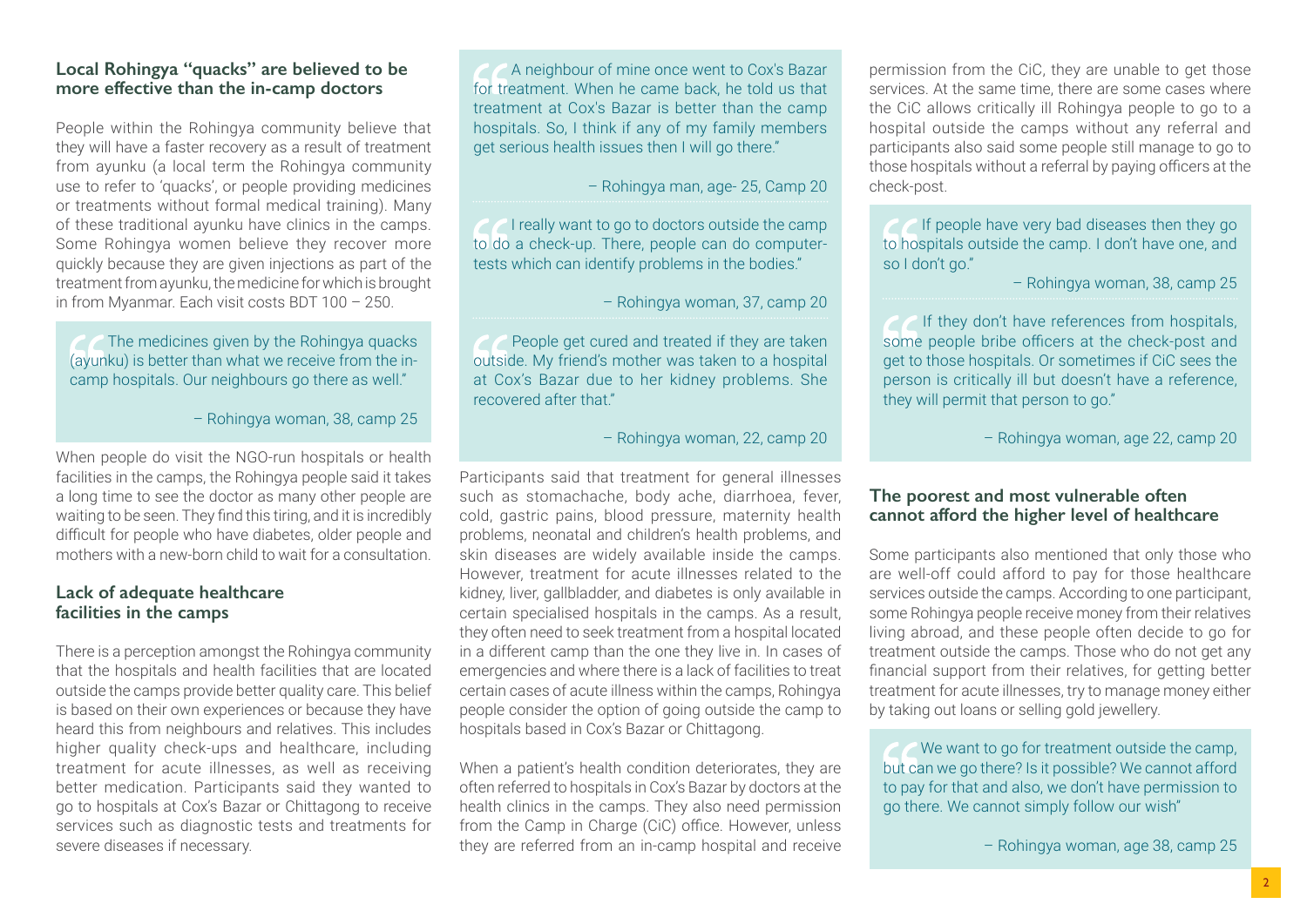### Local Rohingya "quacks" are believed to be more effective than the in-camp doctors

People within the Rohingya community believe that they will have a faster recovery as a result of treatment from ayunku (a local term the Rohingya community use to refer to 'quacks', or people providing medicines or treatments without formal medical training). Many of these traditional ayunku have clinics in the camps. Some Rohingya women believe they recover more quickly because they are given injections as part of the treatment from ayunku, the medicine for which is brought in from Myanmar. Each visit costs BDT 100 – 250.

> The medicines given by the Rohingya quacks (ayunku) is better than what we receive from the in-camp hospitals. Our neighbours go there as well."
>
> – Rohingya woman, 38, camp 25

When people do visit the NGO-run hospitals or health facilities in the camps, the Rohingya people said it takes a long time to see the doctor as many other people are waiting to be seen. They find this tiring, and it is incredibly difficult for people who have diabetes, older people and mothers with a new-born child to wait for a consultation.

### Lack of adequate healthcare facilities in the camps

There is a perception amongst the Rohingya community that the hospitals and health facilities that are located outside the camps provide better quality care. This belief is based on their own experiences or because they have heard this from neighbours and relatives. This includes higher quality check-ups and healthcare, including treatment for acute illnesses, as well as receiving better medication. Participants said they wanted to go to hospitals at Cox's Bazar or Chittagong to receive services such as diagnostic tests and treatments for severe diseases if necessary.

> A neighbour of mine once went to Cox's Bazar for treatment. When he came back, he told us that treatment at Cox's Bazar is better than the camp hospitals. So, I think if any of my family members get serious health issues then I will go there."
>
> – Rohingya man, age- 25, Camp 20

> I really want to go to doctors outside the camp to do a check-up. There, people can do computer-tests which can identify problems in the bodies."
>
> – Rohingya woman, 37, camp 20

> People get cured and treated if they are taken outside. My friend's mother was taken to a hospital at Cox's Bazar due to her kidney problems. She recovered after that."
>
> – Rohingya woman, 22, camp 20

Participants said that treatment for general illnesses such as stomachache, body ache, diarrhoea, fever, cold, gastric pains, blood pressure, maternity health problems, neonatal and children's health problems, and skin diseases are widely available inside the camps. However, treatment for acute illnesses related to the kidney, liver, gallbladder, and diabetes is only available in certain specialised hospitals in the camps. As a result, they often need to seek treatment from a hospital located in a different camp than the one they live in. In cases of emergencies and where there is a lack of facilities to treat certain cases of acute illness within the camps, Rohingya people consider the option of going outside the camp to hospitals based in Cox's Bazar or Chittagong.

When a patient's health condition deteriorates, they are often referred to hospitals in Cox's Bazar by doctors at the health clinics in the camps. They also need permission from the Camp in Charge (CiC) office. However, unless they are referred from an in-camp hospital and receive permission from the CiC, they are unable to get those services. At the same time, there are some cases where the CiC allows critically ill Rohingya people to go to a hospital outside the camps without any referral and participants also said some people still manage to go to those hospitals without a referral by paying officers at the check-post.

> If people have very bad diseases then they go to hospitals outside the camp. I don't have one, and so I don't go."
>
> – Rohingya woman, 38, camp 25

> If they don't have references from hospitals, some people bribe officers at the check-post and get to those hospitals. Or sometimes if CiC sees the person is critically ill but doesn't have a reference, they will permit that person to go."
>
> – Rohingya woman, age 22, camp 20

### The poorest and most vulnerable often cannot afford the higher level of healthcare

Some participants also mentioned that only those who are well-off could afford to pay for those healthcare services outside the camps. According to one participant, some Rohingya people receive money from their relatives living abroad, and these people often decide to go for treatment outside the camps. Those who do not get any financial support from their relatives, for getting better treatment for acute illnesses, try to manage money either by taking out loans or selling gold jewellery.

> We want to go for treatment outside the camp, but can we go there? Is it possible? We cannot afford to pay for that and also, we don't have permission to go there. We cannot simply follow our wish"
>
> – Rohingya woman, age 38, camp 25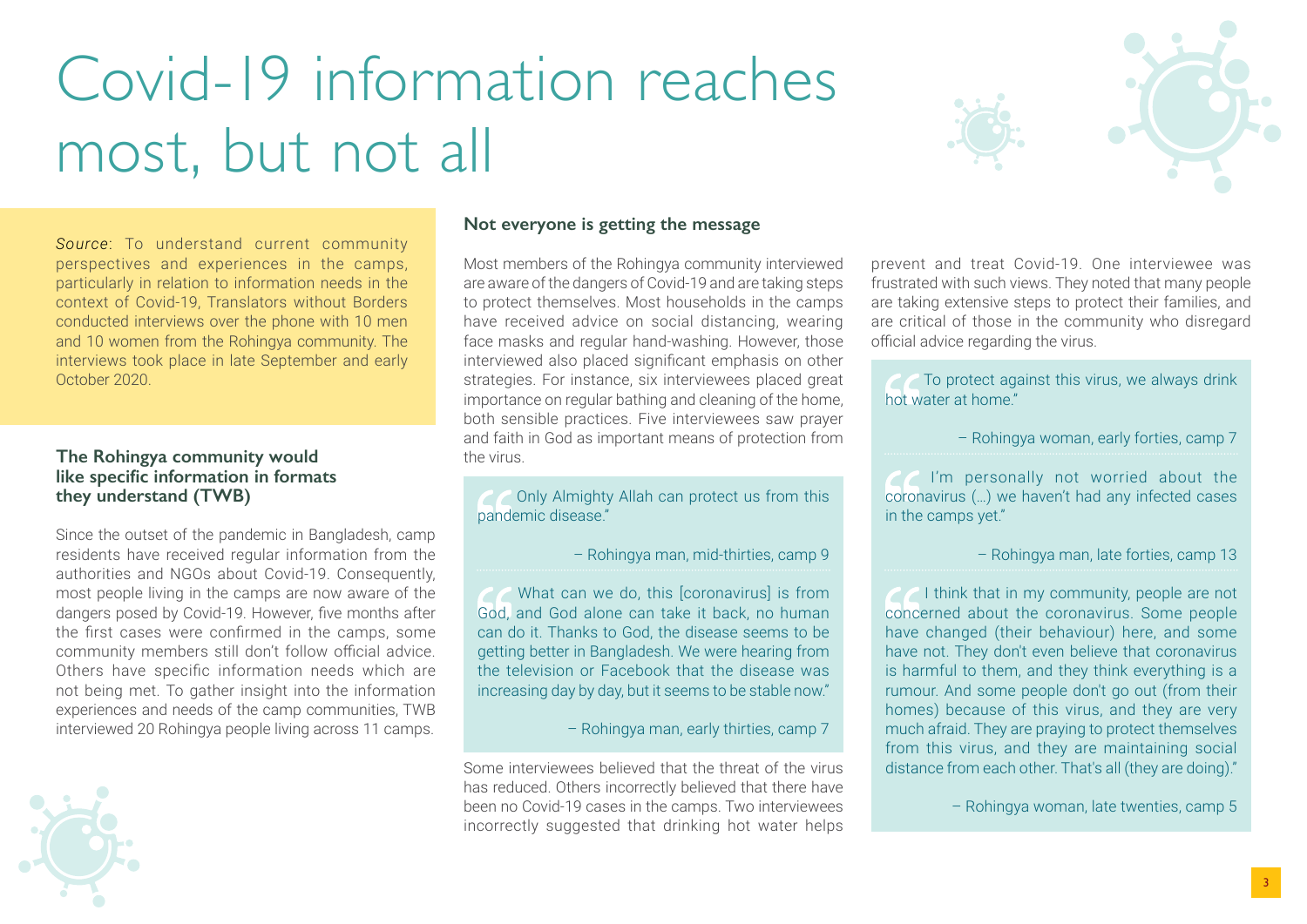# Covid-19 information reaches most, but not all

*Source*: To understand current community perspectives and experiences in the camps, particularly in relation to information needs in the context of Covid-19, Translators without Borders conducted interviews over the phone with 10 men and 10 women from the Rohingya community. The interviews took place in late September and early October 2020.

### The Rohingya community would like specific information in formats they understand (TWB)

Since the outset of the pandemic in Bangladesh, camp residents have received regular information from the authorities and NGOs about Covid-19. Consequently, most people living in the camps are now aware of the dangers posed by Covid-19. However, five months after the first cases were confirmed in the camps, some community members still don't follow official advice. Others have specific information needs which are not being met. To gather insight into the information experiences and needs of the camp communities, TWB interviewed 20 Rohingya people living across 11 camps.

### Not everyone is getting the message

Most members of the Rohingya community interviewed are aware of the dangers of Covid-19 and are taking steps to protect themselves. Most households in the camps have received advice on social distancing, wearing face masks and regular hand-washing. However, those interviewed also placed significant emphasis on other strategies. For instance, six interviewees placed great importance on regular bathing and cleaning of the home, both sensible practices. Five interviewees saw prayer and faith in God as important means of protection from the virus.

> "Only Almighty Allah can protect us from this pandemic disease."
>
> – Rohingya man, mid-thirties, camp 9

> "What can we do, this [coronavirus] is from God, and God alone can take it back, no human can do it. Thanks to God, the disease seems to be getting better in Bangladesh. We were hearing from the television or Facebook that the disease was increasing day by day, but it seems to be stable now."
>
> – Rohingya man, early thirties, camp 7

Some interviewees believed that the threat of the virus has reduced. Others incorrectly believed that there have been no Covid-19 cases in the camps. Two interviewees incorrectly suggested that drinking hot water helps prevent and treat Covid-19. One interviewee was frustrated with such views. They noted that many people are taking extensive steps to protect their families, and are critical of those in the community who disregard official advice regarding the virus.

> "To protect against this virus, we always drink hot water at home."
>
> – Rohingya woman, early forties, camp 7

> "I'm personally not worried about the coronavirus (...) we haven't had any infected cases in the camps yet."
>
> – Rohingya man, late forties, camp 13

> "I think that in my community, people are not concerned about the coronavirus. Some people have changed (their behaviour) here, and some have not. They don't even believe that coronavirus is harmful to them, and they think everything is a rumour. And some people don't go out (from their homes) because of this virus, and they are very much afraid. They are praying to protect themselves from this virus, and they are maintaining social distance from each other. That's all (they are doing)."
>
> – Rohingya woman, late twenties, camp 5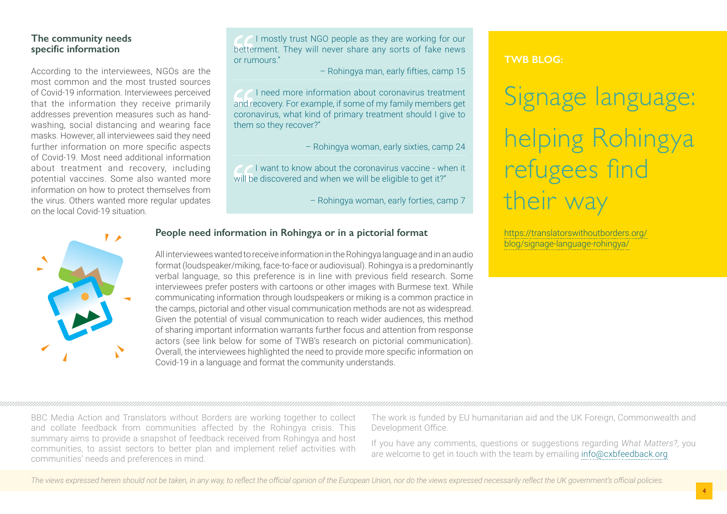### The community needs specific information

According to the interviewees, NGOs are the most common and the most trusted sources of Covid-19 information. Interviewees perceived that the information they receive primarily addresses prevention measures such as hand-washing, social distancing and wearing face masks. However, all interviewees said they need further information on more specific aspects of Covid-19. Most need additional information about treatment and recovery, including potential vaccines. Some also wanted more information on how to protect themselves from the virus. Others wanted more regular updates on the local Covid-19 situation.

> "I mostly trust NGO people as they are working for our betterment. They will never share any sorts of fake news or rumours."
>
> – Rohingya man, early fifties, camp 15

> "I need more information about coronavirus treatment and recovery. For example, if some of my family members get coronavirus, what kind of primary treatment should I give to them so they recover?"
>
> – Rohingya woman, early sixties, camp 24

> "I want to know about the coronavirus vaccine - when it will be discovered and when we will be eligible to get it?"
>
> – Rohingya woman, early forties, camp 7

### People need information in Rohingya or in a pictorial format

All interviewees wanted to receive information in the Rohingya language and in an audio format (loudspeaker/miking, face-to-face or audiovisual). Rohingya is a predominantly verbal language, so this preference is in line with previous field research. Some interviewees prefer posters with cartoons or other images with Burmese text. While communicating information through loudspeakers or miking is a common practice in the camps, pictorial and other visual communication methods are not as widespread. Given the potential of visual communication to reach wider audiences, this method of sharing important information warrants further focus and attention from response actors (see link below for some of TWB's research on pictorial communication). Overall, the interviewees highlighted the need to provide more specific information on Covid-19 in a language and format the community understands.

**TWB BLOG:**

## Signage language: helping Rohingya refugees find their way

https://translatorswithoutborders.org/blog/signage-language-rohingya/

BBC Media Action and Translators without Borders are working together to collect and collate feedback from communities affected by the Rohingya crisis. This summary aims to provide a snapshot of feedback received from Rohingya and host communities, to assist sectors to better plan and implement relief activities with communities' needs and preferences in mind.

The work is funded by EU humanitarian aid and the UK Foreign, Commonwealth and Development Office.

If you have any comments, questions or suggestions regarding *What Matters?*, you are welcome to get in touch with the team by emailing info@cxbfeedback.org

*The views expressed herein should not be taken, in any way, to reflect the official opinion of the European Union, nor do the views expressed necessarily reflect the UK government's official policies.*